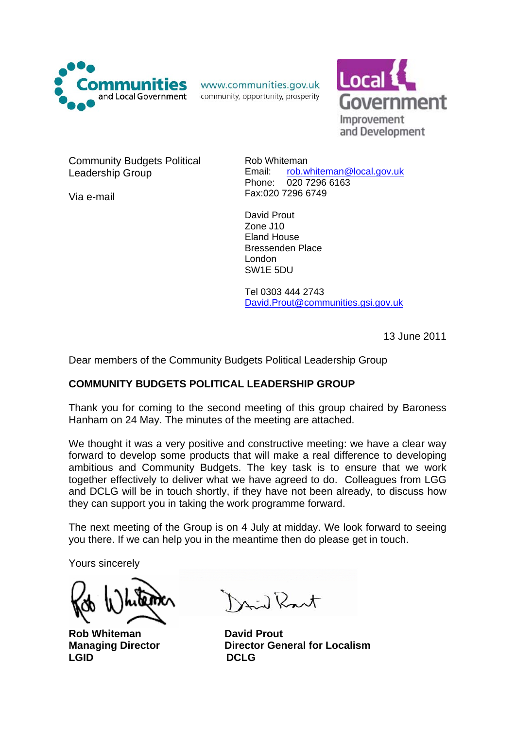Communities and Local Government

www.communities.gov.uk
community, opportunity, prosperity

Local Government Improvement and Development

Community Budgets Political Leadership Group

Via e-mail

Rob Whiteman
Email: rob.whiteman@local.gov.uk
Phone: 020 7296 6163
Fax:020 7296 6749

David Prout
Zone J10
Eland House
Bressenden Place
London
SW1E 5DU

Tel 0303 444 2743
David.Prout@communities.gsi.gov.uk

13 June 2011

Dear members of the Community Budgets Political Leadership Group

**COMMUNITY BUDGETS POLITICAL LEADERSHIP GROUP**

Thank you for coming to the second meeting of this group chaired by Baroness Hanham on 24 May. The minutes of the meeting are attached.

We thought it was a very positive and constructive meeting: we have a clear way forward to develop some products that will make a real difference to developing ambitious and Community Budgets. The key task is to ensure that we work together effectively to deliver what we have agreed to do. Colleagues from LGG and DCLG will be in touch shortly, if they have not been already, to discuss how they can support you in taking the work programme forward.

The next meeting of the Group is on 4 July at midday. We look forward to seeing you there. If we can help you in the meantime then do please get in touch.

Yours sincerely

**Rob Whiteman**
**Managing Director**
**LGID**

**David Prout**
**Director General for Localism**
**DCLG**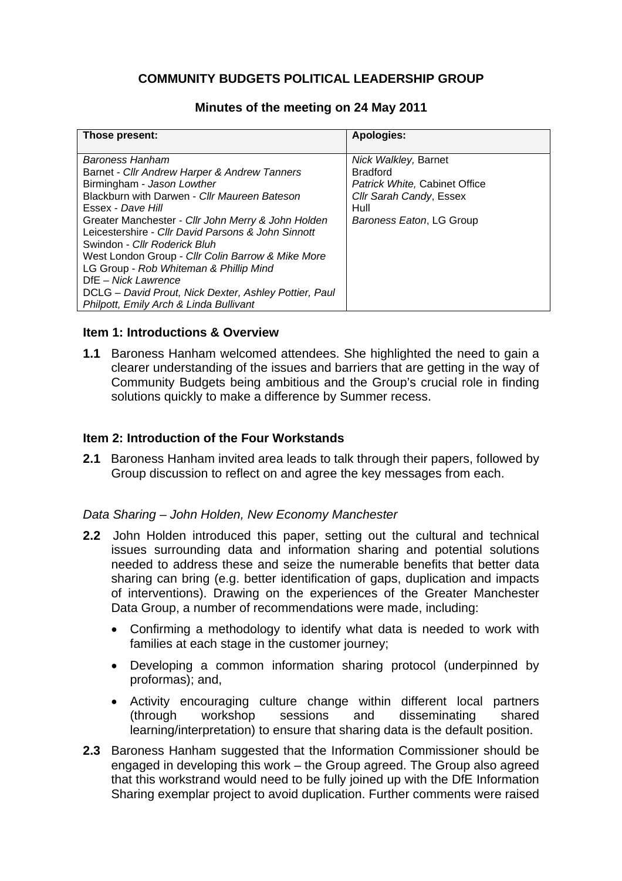**COMMUNITY BUDGETS POLITICAL LEADERSHIP GROUP**

**Minutes of the meeting on 24 May 2011**

| Those present: | Apologies: |
|---|---|
| *Baroness Hanham*<br>Barnet - *Cllr Andrew Harper & Andrew Tanners*<br>Birmingham - *Jason Lowther*<br>Blackburn with Darwen - *Cllr Maureen Bateson*<br>Essex - *Dave Hill*<br>Greater Manchester - *Cllr John Merry & John Holden*<br>Leicestershire - *Cllr David Parsons & John Sinnott*<br>Swindon - *Cllr Roderick Bluh*<br>West London Group - *Cllr Colin Barrow & Mike More*<br>LG Group - *Rob Whiteman & Phillip Mind*<br>DfE – *Nick Lawrence*<br>DCLG – *David Prout, Nick Dexter, Ashley Pottier, Paul Philpott, Emily Arch & Linda Bullivant* | *Nick Walkley,* Barnet<br>Bradford<br>*Patrick White,* Cabinet Office<br>*Cllr Sarah Candy*, Essex<br>Hull<br>*Baroness Eaton*, LG Group |

**Item 1: Introductions & Overview**

**1.1** Baroness Hanham welcomed attendees. She highlighted the need to gain a clearer understanding of the issues and barriers that are getting in the way of Community Budgets being ambitious and the Group's crucial role in finding solutions quickly to make a difference by Summer recess.

**Item 2: Introduction of the Four Workstands**

**2.1** Baroness Hanham invited area leads to talk through their papers, followed by Group discussion to reflect on and agree the key messages from each.

*Data Sharing – John Holden, New Economy Manchester*

**2.2** John Holden introduced this paper, setting out the cultural and technical issues surrounding data and information sharing and potential solutions needed to address these and seize the numerable benefits that better data sharing can bring (e.g. better identification of gaps, duplication and impacts of interventions). Drawing on the experiences of the Greater Manchester Data Group, a number of recommendations were made, including:

- Confirming a methodology to identify what data is needed to work with families at each stage in the customer journey;
- Developing a common information sharing protocol (underpinned by proformas); and,
- Activity encouraging culture change within different local partners (through workshop sessions and disseminating shared learning/interpretation) to ensure that sharing data is the default position.

**2.3** Baroness Hanham suggested that the Information Commissioner should be engaged in developing this work – the Group agreed. The Group also agreed that this workstrand would need to be fully joined up with the DfE Information Sharing exemplar project to avoid duplication. Further comments were raised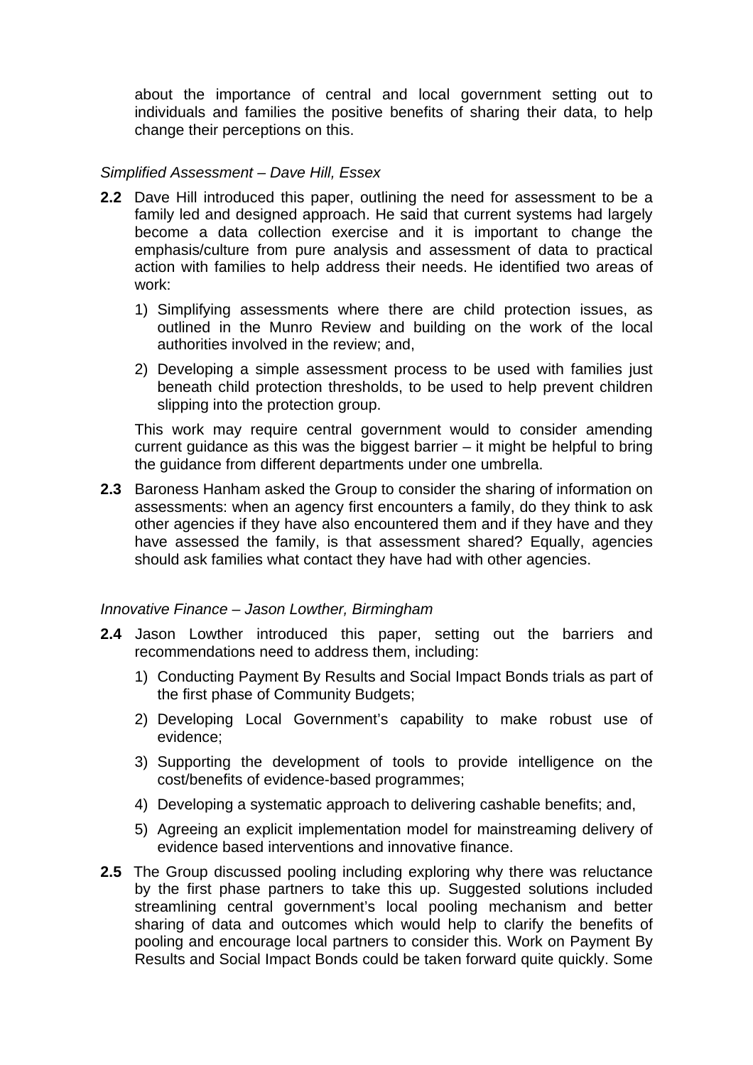about the importance of central and local government setting out to individuals and families the positive benefits of sharing their data, to help change their perceptions on this.

*Simplified Assessment – Dave Hill, Essex*

**2.2** Dave Hill introduced this paper, outlining the need for assessment to be a family led and designed approach. He said that current systems had largely become a data collection exercise and it is important to change the emphasis/culture from pure analysis and assessment of data to practical action with families to help address their needs. He identified two areas of work:

1) Simplifying assessments where there are child protection issues, as outlined in the Munro Review and building on the work of the local authorities involved in the review; and,

2) Developing a simple assessment process to be used with families just beneath child protection thresholds, to be used to help prevent children slipping into the protection group.

This work may require central government would to consider amending current guidance as this was the biggest barrier – it might be helpful to bring the guidance from different departments under one umbrella.

**2.3** Baroness Hanham asked the Group to consider the sharing of information on assessments: when an agency first encounters a family, do they think to ask other agencies if they have also encountered them and if they have and they have assessed the family, is that assessment shared? Equally, agencies should ask families what contact they have had with other agencies.

*Innovative Finance – Jason Lowther, Birmingham*

**2.4** Jason Lowther introduced this paper, setting out the barriers and recommendations need to address them, including:

1) Conducting Payment By Results and Social Impact Bonds trials as part of the first phase of Community Budgets;

2) Developing Local Government's capability to make robust use of evidence;

3) Supporting the development of tools to provide intelligence on the cost/benefits of evidence-based programmes;

4) Developing a systematic approach to delivering cashable benefits; and,

5) Agreeing an explicit implementation model for mainstreaming delivery of evidence based interventions and innovative finance.

**2.5** The Group discussed pooling including exploring why there was reluctance by the first phase partners to take this up. Suggested solutions included streamlining central government's local pooling mechanism and better sharing of data and outcomes which would help to clarify the benefits of pooling and encourage local partners to consider this. Work on Payment By Results and Social Impact Bonds could be taken forward quite quickly. Some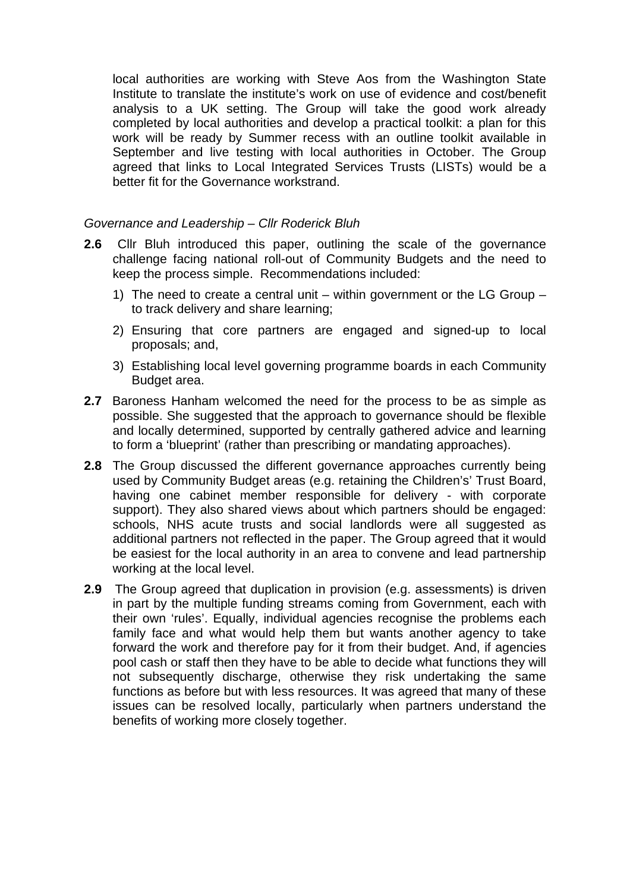local authorities are working with Steve Aos from the Washington State Institute to translate the institute's work on use of evidence and cost/benefit analysis to a UK setting. The Group will take the good work already completed by local authorities and develop a practical toolkit: a plan for this work will be ready by Summer recess with an outline toolkit available in September and live testing with local authorities in October. The Group agreed that links to Local Integrated Services Trusts (LISTs) would be a better fit for the Governance workstrand.

*Governance and Leadership – Cllr Roderick Bluh*

**2.6** Cllr Bluh introduced this paper, outlining the scale of the governance challenge facing national roll-out of Community Budgets and the need to keep the process simple. Recommendations included:

1) The need to create a central unit – within government or the LG Group – to track delivery and share learning;
2) Ensuring that core partners are engaged and signed-up to local proposals; and,
3) Establishing local level governing programme boards in each Community Budget area.

**2.7** Baroness Hanham welcomed the need for the process to be as simple as possible. She suggested that the approach to governance should be flexible and locally determined, supported by centrally gathered advice and learning to form a 'blueprint' (rather than prescribing or mandating approaches).

**2.8** The Group discussed the different governance approaches currently being used by Community Budget areas (e.g. retaining the Children's' Trust Board, having one cabinet member responsible for delivery - with corporate support). They also shared views about which partners should be engaged: schools, NHS acute trusts and social landlords were all suggested as additional partners not reflected in the paper. The Group agreed that it would be easiest for the local authority in an area to convene and lead partnership working at the local level.

**2.9** The Group agreed that duplication in provision (e.g. assessments) is driven in part by the multiple funding streams coming from Government, each with their own 'rules'. Equally, individual agencies recognise the problems each family face and what would help them but wants another agency to take forward the work and therefore pay for it from their budget. And, if agencies pool cash or staff then they have to be able to decide what functions they will not subsequently discharge, otherwise they risk undertaking the same functions as before but with less resources. It was agreed that many of these issues can be resolved locally, particularly when partners understand the benefits of working more closely together.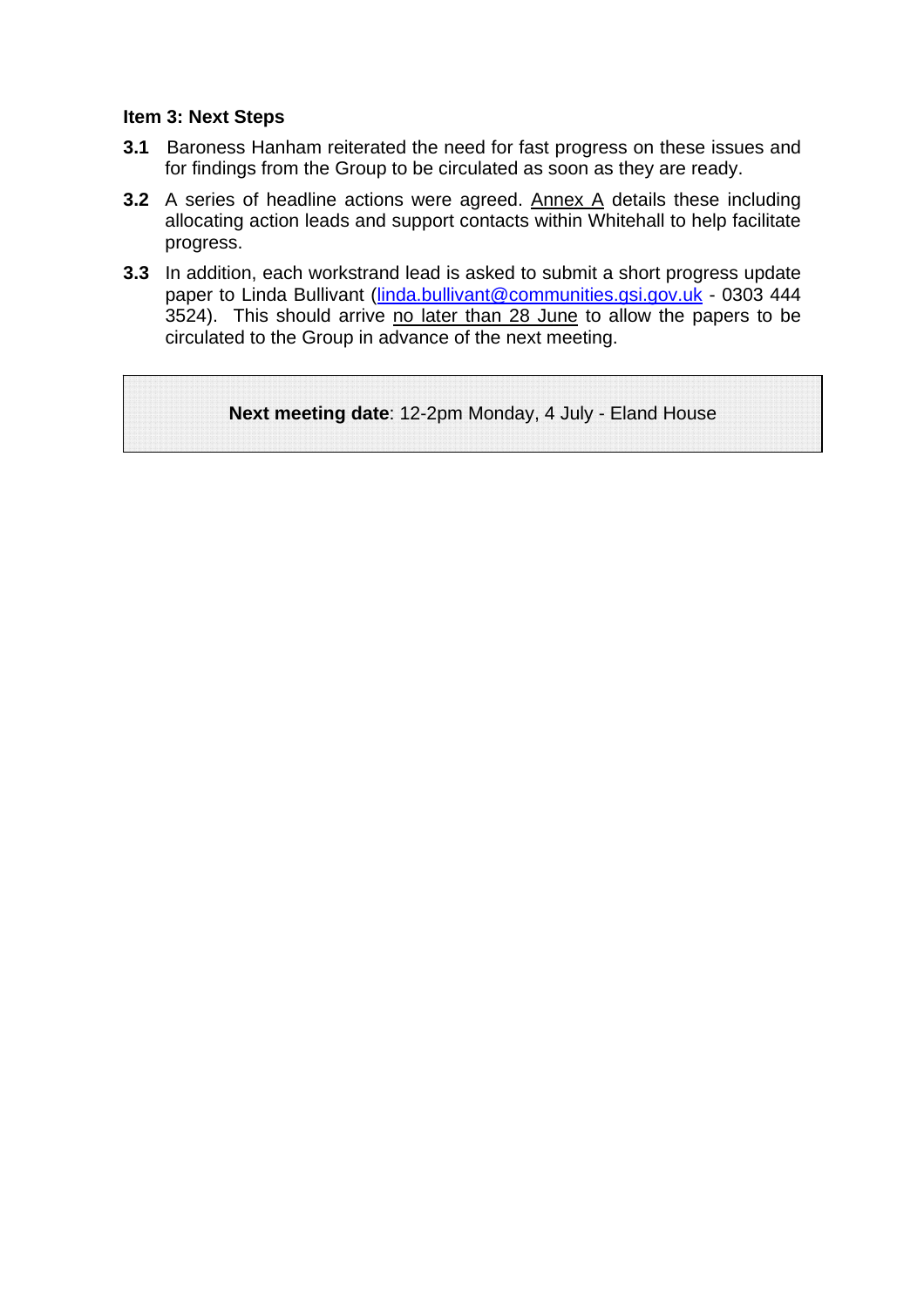**Item 3: Next Steps**

**3.1** Baroness Hanham reiterated the need for fast progress on these issues and for findings from the Group to be circulated as soon as they are ready.

**3.2** A series of headline actions were agreed. Annex A details these including allocating action leads and support contacts within Whitehall to help facilitate progress.

**3.3** In addition, each workstrand lead is asked to submit a short progress update paper to Linda Bullivant (linda.bullivant@communities.gsi.gov.uk - 0303 444 3524). This should arrive no later than 28 June to allow the papers to be circulated to the Group in advance of the next meeting.

**Next meeting date**: 12-2pm Monday, 4 July - Eland House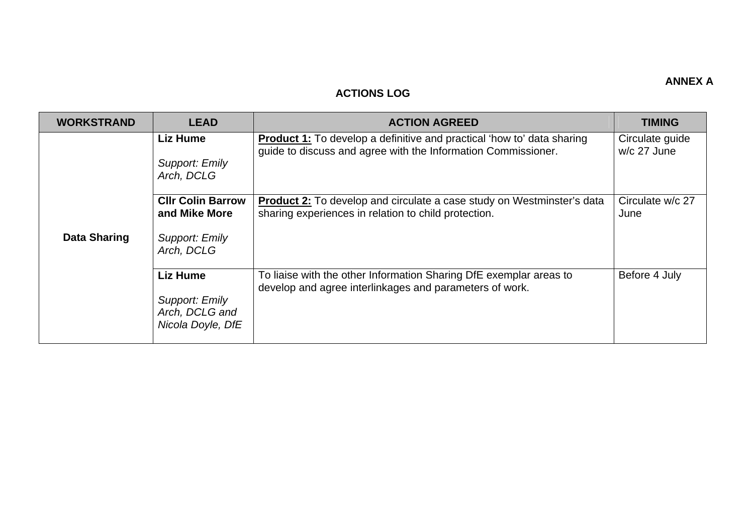**ANNEX A**

**ACTIONS LOG**

| WORKSTRAND | LEAD | ACTION AGREED | TIMING |
|---|---|---|---|
| **Data Sharing** | **Liz Hume**<br><br>*Support: Emily Arch, DCLG* | **Product 1:** To develop a definitive and practical 'how to' data sharing guide to discuss and agree with the Information Commissioner. | Circulate guide w/c 27 June |
| | **Cllr Colin Barrow and Mike More**<br><br>*Support: Emily Arch, DCLG* | **Product 2:** To develop and circulate a case study on Westminster's data sharing experiences in relation to child protection. | Circulate w/c 27 June |
| | **Liz Hume**<br><br>*Support: Emily Arch, DCLG and Nicola Doyle, DfE* | To liaise with the other Information Sharing DfE exemplar areas to develop and agree interlinkages and parameters of work. | Before 4 July |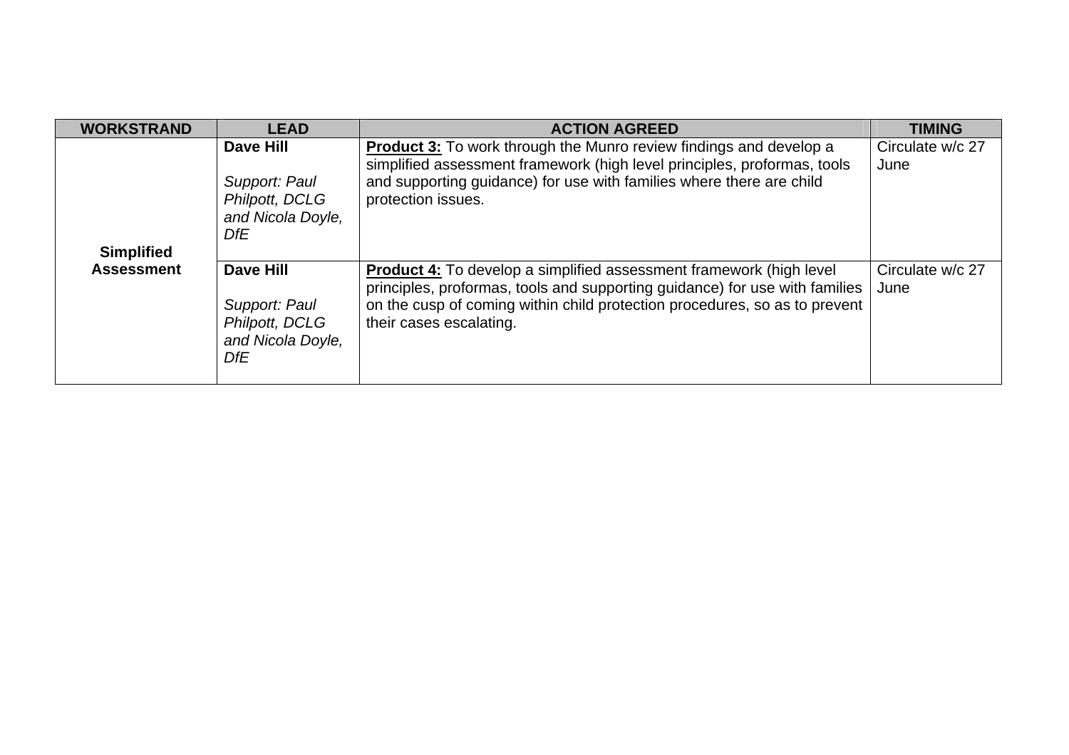| WORKSTRAND | LEAD | ACTION AGREED | TIMING |
| --- | --- | --- | --- |
| **Simplified Assessment** | **Dave Hill**<br><br>*Support: Paul Philpott, DCLG and Nicola Doyle, DfE* | **Product 3:** To work through the Munro review findings and develop a simplified assessment framework (high level principles, proformas, tools and supporting guidance) for use with families where there are child protection issues. | Circulate w/c 27 June |
| | **Dave Hill**<br><br>*Support: Paul Philpott, DCLG and Nicola Doyle, DfE* | **Product 4:** To develop a simplified assessment framework (high level principles, proformas, tools and supporting guidance) for use with families on the cusp of coming within child protection procedures, so as to prevent their cases escalating. | Circulate w/c 27 June |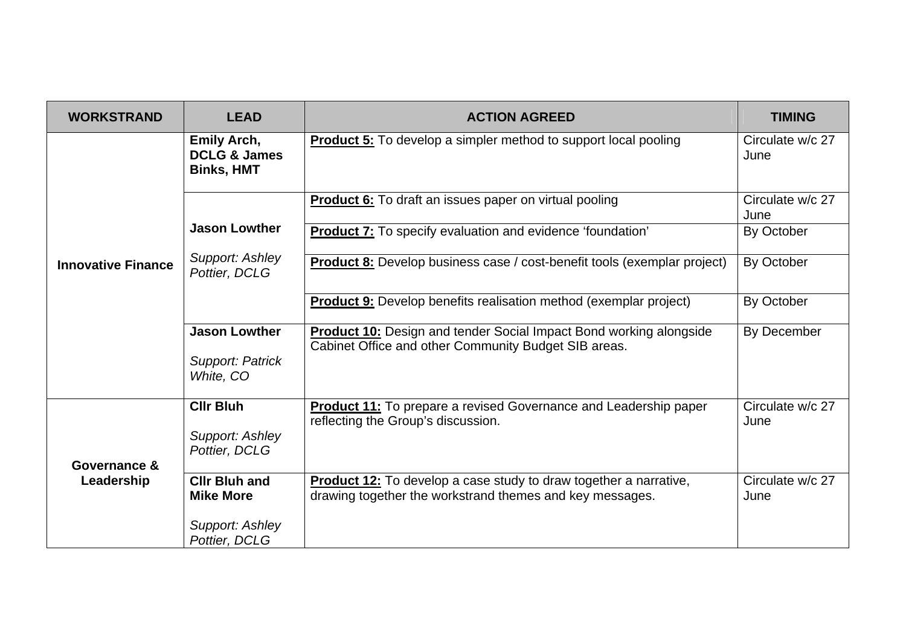| WORKSTRAND | LEAD | ACTION AGREED | TIMING |
|---|---|---|---|
| Innovative Finance | **Emily Arch, DCLG & James Binks, HMT** | **Product 5:** To develop a simpler method to support local pooling | Circulate w/c 27 June |
| | **Jason Lowther**<br><br>*Support: Ashley Pottier, DCLG* | **Product 6:** To draft an issues paper on virtual pooling | Circulate w/c 27 June |
| | | **Product 7:** To specify evaluation and evidence 'foundation' | By October |
| | | **Product 8:** Develop business case / cost-benefit tools (exemplar project) | By October |
| | | **Product 9:** Develop benefits realisation method (exemplar project) | By October |
| | **Jason Lowther**<br><br>*Support: Patrick White, CO* | **Product 10:** Design and tender Social Impact Bond working alongside Cabinet Office and other Community Budget SIB areas. | By December |
| Governance & Leadership | **Cllr Bluh**<br><br>*Support: Ashley Pottier, DCLG* | **Product 11:** To prepare a revised Governance and Leadership paper reflecting the Group's discussion. | Circulate w/c 27 June |
| | **Cllr Bluh and Mike More**<br><br>*Support: Ashley Pottier, DCLG* | **Product 12:** To develop a case study to draw together a narrative, drawing together the workstrand themes and key messages. | Circulate w/c 27 June |